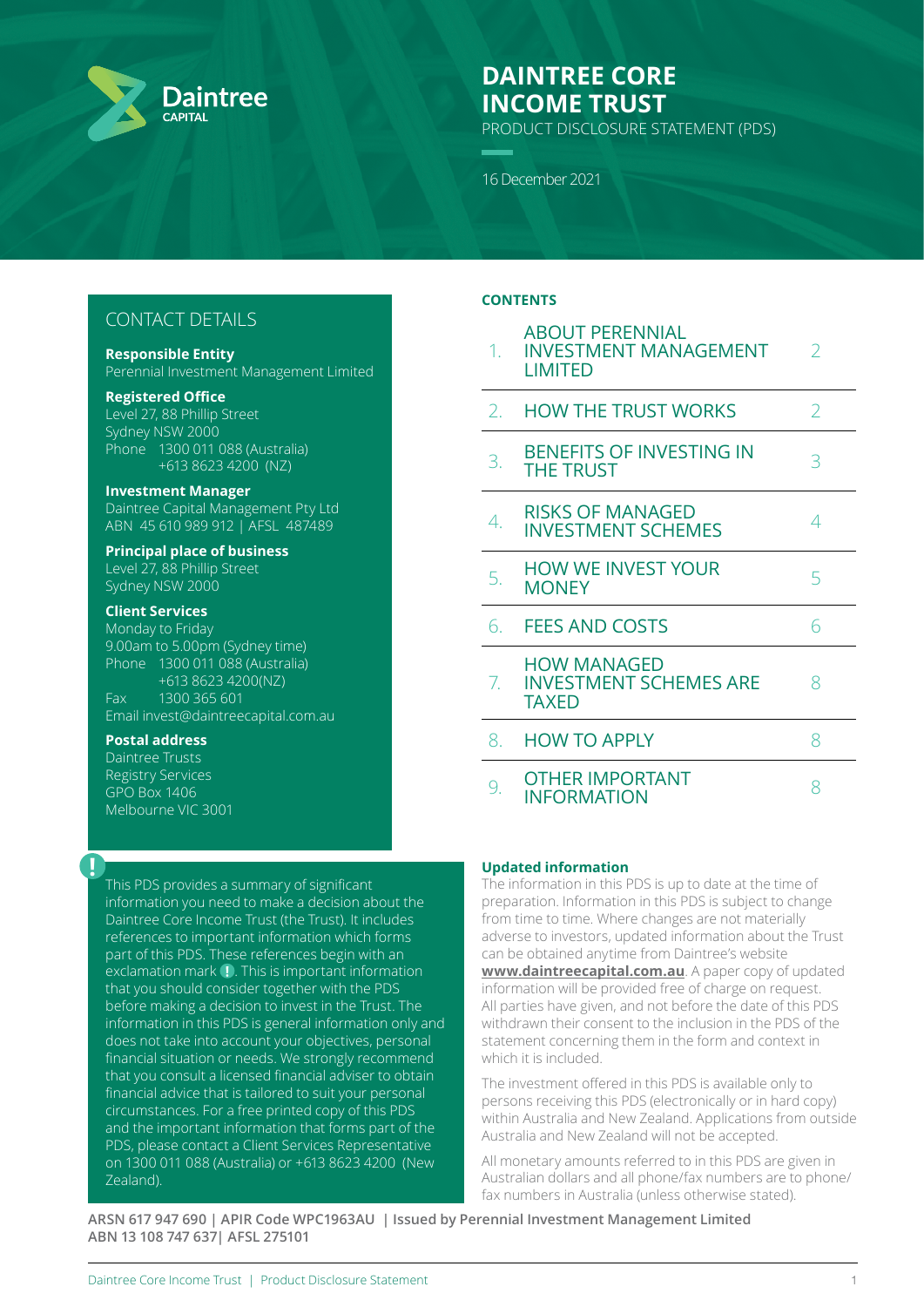# DAINTREE CORE INCOME TRUST

PRODUCT DISCLOSURE STATEMENT (PDS)

16 December 2021

## CONTACT DETAILS

**Responsible Entity**
Perennial Investment Management Limited

**Registered Office**
Level 27, 88 Phillip Street
Sydney NSW 2000
Phone 1300 011 088 (Australia)
+613 8623 4200 (NZ)

**Investment Manager**
Daintree Capital Management Pty Ltd
ABN 45 610 989 912 | AFSL 487489

**Principal place of business**
Level 27, 88 Phillip Street
Sydney NSW 2000

**Client Services**
Monday to Friday
9.00am to 5.00pm (Sydney time)
Phone 1300 011 088 (Australia)
+613 8623 4200(NZ)
Fax 1300 365 601
Email invest@daintreecapital.com.au

**Postal address**
Daintree Trusts
Registry Services
GPO Box 1406
Melbourne VIC 3001

This PDS provides a summary of significant information you need to make a decision about the Daintree Core Income Trust (the Trust). It includes references to important information which forms part of this PDS. These references begin with an exclamation mark (!). This is important information that you should consider together with the PDS before making a decision to invest in the Trust. The information in this PDS is general information only and does not take into account your objectives, personal financial situation or needs. We strongly recommend that you consult a licensed financial adviser to obtain financial advice that is tailored to suit your personal circumstances. For a free printed copy of this PDS and the important information that forms part of the PDS, please contact a Client Services Representative on 1300 011 088 (Australia) or +613 8623 4200 (New Zealand).

## CONTENTS

| | | |
|---|---|---|
| 1. | ABOUT PERENNIAL INVESTMENT MANAGEMENT LIMITED | 2 |
| 2. | HOW THE TRUST WORKS | 2 |
| 3. | BENEFITS OF INVESTING IN THE TRUST | 3 |
| 4. | RISKS OF MANAGED INVESTMENT SCHEMES | 4 |
| 5. | HOW WE INVEST YOUR MONEY | 5 |
| 6. | FEES AND COSTS | 6 |
| 7. | HOW MANAGED INVESTMENT SCHEMES ARE TAXED | 8 |
| 8. | HOW TO APPLY | 8 |
| 9. | OTHER IMPORTANT INFORMATION | 8 |

**Updated information**

The information in this PDS is up to date at the time of preparation. Information in this PDS is subject to change from time to time. Where changes are not materially adverse to investors, updated information about the Trust can be obtained anytime from Daintree's website **www.daintreecapital.com.au**. A paper copy of updated information will be provided free of charge on request. All parties have given, and not before the date of this PDS withdrawn their consent to the inclusion in the PDS of the statement concerning them in the form and context in which it is included.

The investment offered in this PDS is available only to persons receiving this PDS (electronically or in hard copy) within Australia and New Zealand. Applications from outside Australia and New Zealand will not be accepted.

All monetary amounts referred to in this PDS are given in Australian dollars and all phone/fax numbers are to phone/fax numbers in Australia (unless otherwise stated).

**ARSN 617 947 690 | APIR Code WPC1963AU | Issued by Perennial Investment Management Limited ABN 13 108 747 637| AFSL 275101**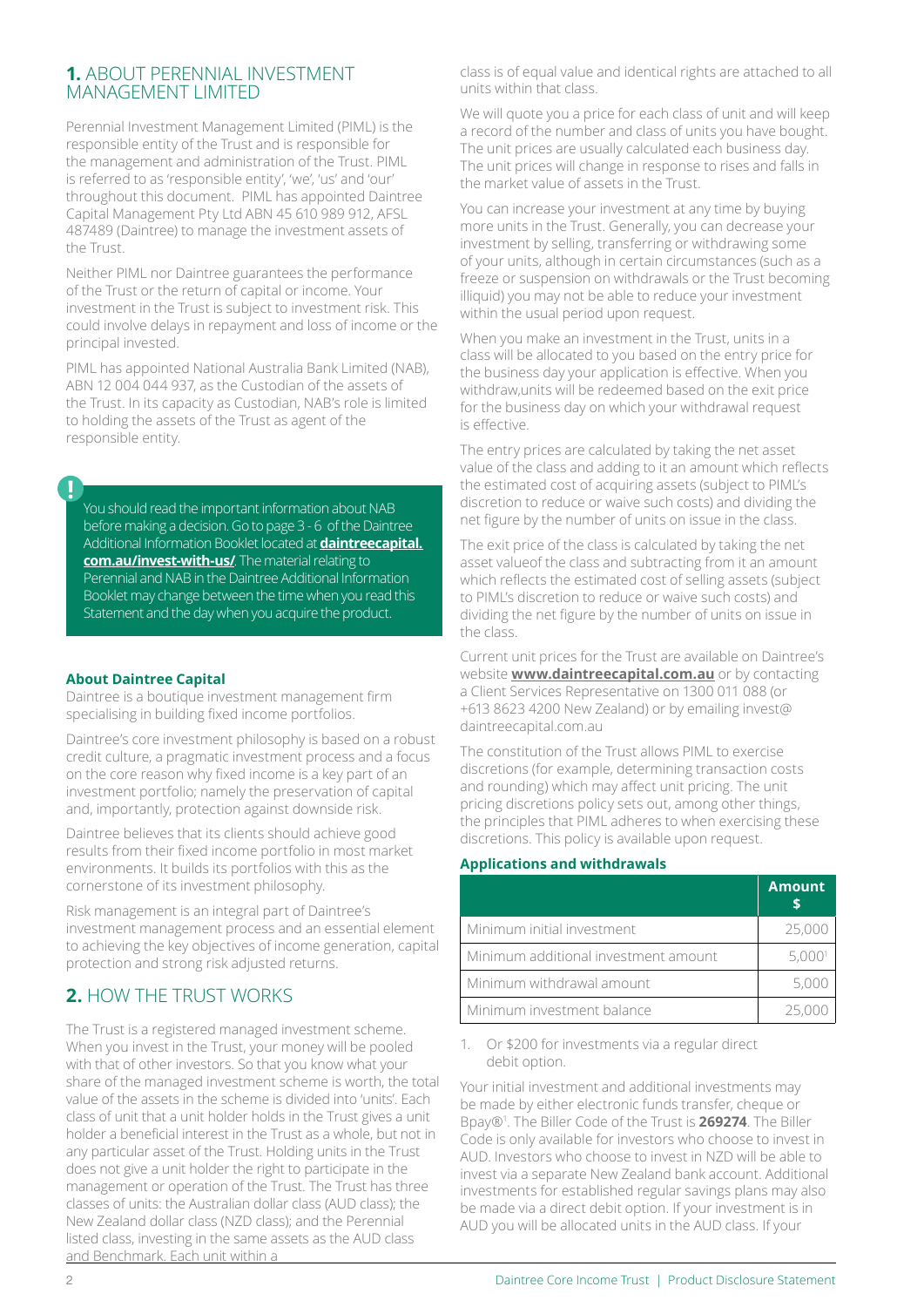## 1. ABOUT PERENNIAL INVESTMENT MANAGEMENT LIMITED

Perennial Investment Management Limited (PIML) is the responsible entity of the Trust and is responsible for the management and administration of the Trust. PIML is referred to as 'responsible entity', 'we', 'us' and 'our' throughout this document. PIML has appointed Daintree Capital Management Pty Ltd ABN 45 610 989 912, AFSL 487489 (Daintree) to manage the investment assets of the Trust.

Neither PIML nor Daintree guarantees the performance of the Trust or the return of capital or income. Your investment in the Trust is subject to investment risk. This could involve delays in repayment and loss of income or the principal invested.

PIML has appointed National Australia Bank Limited (NAB), ABN 12 004 044 937, as the Custodian of the assets of the Trust. In its capacity as Custodian, NAB's role is limited to holding the assets of the Trust as agent of the responsible entity.

> **!** You should read the important information about NAB before making a decision. Go to page 3 - 6 of the Daintree Additional Information Booklet located at **daintreecapital.com.au/invest-with-us/**. The material relating to Perennial and NAB in the Daintree Additional Information Booklet may change between the time when you read this Statement and the day when you acquire the product.

**About Daintree Capital**

Daintree is a boutique investment management firm specialising in building fixed income portfolios.

Daintree's core investment philosophy is based on a robust credit culture, a pragmatic investment process and a focus on the core reason why fixed income is a key part of an investment portfolio; namely the preservation of capital and, importantly, protection against downside risk.

Daintree believes that its clients should achieve good results from their fixed income portfolio in most market environments. It builds its portfolios with this as the cornerstone of its investment philosophy.

Risk management is an integral part of Daintree's investment management process and an essential element to achieving the key objectives of income generation, capital protection and strong risk adjusted returns.

## 2. HOW THE TRUST WORKS

The Trust is a registered managed investment scheme. When you invest in the Trust, your money will be pooled with that of other investors. So that you know what your share of the managed investment scheme is worth, the total value of the assets in the scheme is divided into 'units'. Each class of unit that a unit holder holds in the Trust gives a unit holder a beneficial interest in the Trust as a whole, but not in any particular asset of the Trust. Holding units in the Trust does not give a unit holder the right to participate in the management or operation of the Trust. The Trust has three classes of units: the Australian dollar class (AUD class); the New Zealand dollar class (NZD class); and the Perennial listed class, investing in the same assets as the AUD class and Benchmark. Each unit within a class is of equal value and identical rights are attached to all units within that class.

We will quote you a price for each class of unit and will keep a record of the number and class of units you have bought. The unit prices are usually calculated each business day. The unit prices will change in response to rises and falls in the market value of assets in the Trust.

You can increase your investment at any time by buying more units in the Trust. Generally, you can decrease your investment by selling, transferring or withdrawing some of your units, although in certain circumstances (such as a freeze or suspension on withdrawals or the Trust becoming illiquid) you may not be able to reduce your investment within the usual period upon request.

When you make an investment in the Trust, units in a class will be allocated to you based on the entry price for the business day your application is effective. When you withdraw,units will be redeemed based on the exit price for the business day on which your withdrawal request is effective.

The entry prices are calculated by taking the net asset value of the class and adding to it an amount which reflects the estimated cost of acquiring assets (subject to PIML's discretion to reduce or waive such costs) and dividing the net figure by the number of units on issue in the class.

The exit price of the class is calculated by taking the net asset valueof the class and subtracting from it an amount which reflects the estimated cost of selling assets (subject to PIML's discretion to reduce or waive such costs) and dividing the net figure by the number of units on issue in the class.

Current unit prices for the Trust are available on Daintree's website **www.daintreecapital.com.au** or by contacting a Client Services Representative on 1300 011 088 (or +613 8623 4200 New Zealand) or by emailing invest@daintreecapital.com.au

The constitution of the Trust allows PIML to exercise discretions (for example, determining transaction costs and rounding) which may affect unit pricing. The unit pricing discretions policy sets out, among other things, the principles that PIML adheres to when exercising these discretions. This policy is available upon request.

**Applications and withdrawals**

| | Amount $ |
|---|---|
| Minimum initial investment | 25,000 |
| Minimum additional investment amount | 5,000[1] |
| Minimum withdrawal amount | 5,000 |
| Minimum investment balance | 25,000 |

1. Or $200 for investments via a regular direct debit option.

Your initial investment and additional investments may be made by either electronic funds transfer, cheque or Bpay®[1]. The Biller Code of the Trust is **269274**. The Biller Code is only available for investors who choose to invest in AUD. Investors who choose to invest in NZD will be able to invest via a separate New Zealand bank account. Additional investments for established regular savings plans may also be made via a direct debit option. If your investment is in AUD you will be allocated units in the AUD class. If your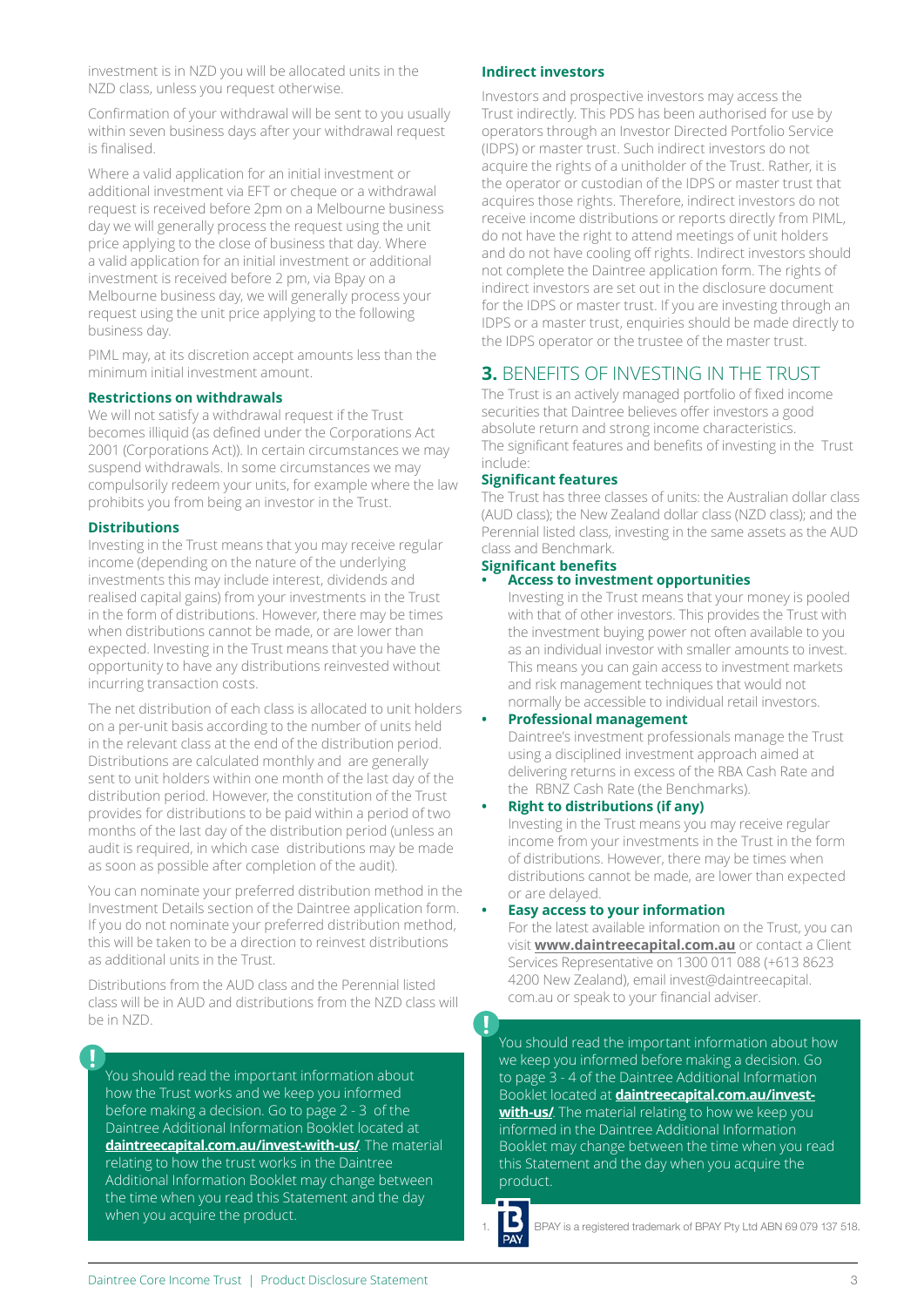investment is in NZD you will be allocated units in the NZD class, unless you request otherwise.

Confirmation of your withdrawal will be sent to you usually within seven business days after your withdrawal request is finalised.

Where a valid application for an initial investment or additional investment via EFT or cheque or a withdrawal request is received before 2pm on a Melbourne business day we will generally process the request using the unit price applying to the close of business that day. Where a valid application for an initial investment or additional investment is received before 2 pm, via Bpay on a Melbourne business day, we will generally process your request using the unit price applying to the following business day.

PIML may, at its discretion accept amounts less than the minimum initial investment amount.

### Restrictions on withdrawals

We will not satisfy a withdrawal request if the Trust becomes illiquid (as defined under the Corporations Act 2001 (Corporations Act)). In certain circumstances we may suspend withdrawals. In some circumstances we may compulsorily redeem your units, for example where the law prohibits you from being an investor in the Trust.

### Distributions

Investing in the Trust means that you may receive regular income (depending on the nature of the underlying investments this may include interest, dividends and realised capital gains) from your investments in the Trust in the form of distributions. However, there may be times when distributions cannot be made, or are lower than expected. Investing in the Trust means that you have the opportunity to have any distributions reinvested without incurring transaction costs.

The net distribution of each class is allocated to unit holders on a per-unit basis according to the number of units held in the relevant class at the end of the distribution period. Distributions are calculated monthly and are generally sent to unit holders within one month of the last day of the distribution period. However, the constitution of the Trust provides for distributions to be paid within a period of two months of the last day of the distribution period (unless an audit is required, in which case distributions may be made as soon as possible after completion of the audit).

You can nominate your preferred distribution method in the Investment Details section of the Daintree application form. If you do not nominate your preferred distribution method, this will be taken to be a direction to reinvest distributions as additional units in the Trust.

Distributions from the AUD class and the Perennial listed class will be in AUD and distributions from the NZD class will be in NZD.

> **!** You should read the important information about how the Trust works and we keep you informed before making a decision. Go to page 2 - 3 of the Daintree Additional Information Booklet located at **daintreecapital.com.au/invest-with-us/**. The material relating to how the trust works in the Daintree Additional Information Booklet may change between the time when you read this Statement and the day when you acquire the product.

### Indirect investors

Investors and prospective investors may access the Trust indirectly. This PDS has been authorised for use by operators through an Investor Directed Portfolio Service (IDPS) or master trust. Such indirect investors do not acquire the rights of a unitholder of the Trust. Rather, it is the operator or custodian of the IDPS or master trust that acquires those rights. Therefore, indirect investors do not receive income distributions or reports directly from PIML, do not have the right to attend meetings of unit holders and do not have cooling off rights. Indirect investors should not complete the Daintree application form. The rights of indirect investors are set out in the disclosure document for the IDPS or master trust. If you are investing through an IDPS or a master trust, enquiries should be made directly to the IDPS operator or the trustee of the master trust.

## 3. BENEFITS OF INVESTING IN THE TRUST

The Trust is an actively managed portfolio of fixed income securities that Daintree believes offer investors a good absolute return and strong income characteristics. The significant features and benefits of investing in the Trust include:

### Significant features

The Trust has three classes of units: the Australian dollar class (AUD class); the New Zealand dollar class (NZD class); and the Perennial listed class, investing in the same assets as the AUD class and Benchmark.

### Significant benefits

- **Access to investment opportunities**
  Investing in the Trust means that your money is pooled with that of other investors. This provides the Trust with the investment buying power not often available to you as an individual investor with smaller amounts to invest. This means you can gain access to investment markets and risk management techniques that would not normally be accessible to individual retail investors.
- **Professional management**
  Daintree's investment professionals manage the Trust using a disciplined investment approach aimed at delivering returns in excess of the RBA Cash Rate and the RBNZ Cash Rate (the Benchmarks).
- **Right to distributions (if any)**
  Investing in the Trust means you may receive regular income from your investments in the Trust in the form of distributions. However, there may be times when distributions cannot be made, are lower than expected or are delayed.
- **Easy access to your information**
  For the latest available information on the Trust, you can visit **www.daintreecapital.com.au** or contact a Client Services Representative on 1300 011 088 (+613 8623 4200 New Zealand), email invest@daintreecapital.com.au or speak to your financial adviser.

> **!** You should read the important information about how we keep you informed before making a decision. Go to page 3 - 4 of the Daintree Additional Information Booklet located at **daintreecapital.com.au/invest-with-us/**. The material relating to how we keep you informed in the Daintree Additional Information Booklet may change between the time when you read this Statement and the day when you acquire the product.

1. BPAY is a registered trademark of BPAY Pty Ltd ABN 69 079 137 518.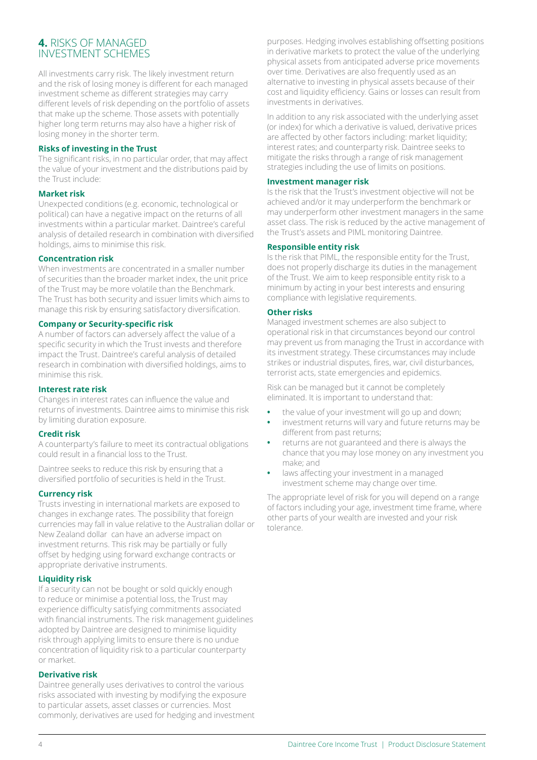## 4. RISKS OF MANAGED INVESTMENT SCHEMES

All investments carry risk. The likely investment return and the risk of losing money is different for each managed investment scheme as different strategies may carry different levels of risk depending on the portfolio of assets that make up the scheme. Those assets with potentially higher long term returns may also have a higher risk of losing money in the shorter term.

**Risks of investing in the Trust**

The significant risks, in no particular order, that may affect the value of your investment and the distributions paid by the Trust include:

**Market risk**

Unexpected conditions (e.g. economic, technological or political) can have a negative impact on the returns of all investments within a particular market. Daintree's careful analysis of detailed research in combination with diversified holdings, aims to minimise this risk.

**Concentration risk**

When investments are concentrated in a smaller number of securities than the broader market index, the unit price of the Trust may be more volatile than the Benchmark. The Trust has both security and issuer limits which aims to manage this risk by ensuring satisfactory diversification.

**Company or Security-specific risk**

A number of factors can adversely affect the value of a specific security in which the Trust invests and therefore impact the Trust. Daintree's careful analysis of detailed research in combination with diversified holdings, aims to minimise this risk.

**Interest rate risk**

Changes in interest rates can influence the value and returns of investments. Daintree aims to minimise this risk by limiting duration exposure.

**Credit risk**

A counterparty's failure to meet its contractual obligations could result in a financial loss to the Trust.

Daintree seeks to reduce this risk by ensuring that a diversified portfolio of securities is held in the Trust.

**Currency risk**

Trusts investing in international markets are exposed to changes in exchange rates. The possibility that foreign currencies may fall in value relative to the Australian dollar or New Zealand dollar can have an adverse impact on investment returns. This risk may be partially or fully offset by hedging using forward exchange contracts or appropriate derivative instruments.

**Liquidity risk**

If a security can not be bought or sold quickly enough to reduce or minimise a potential loss, the Trust may experience difficulty satisfying commitments associated with financial instruments. The risk management guidelines adopted by Daintree are designed to minimise liquidity risk through applying limits to ensure there is no undue concentration of liquidity risk to a particular counterparty or market.

**Derivative risk**

Daintree generally uses derivatives to control the various risks associated with investing by modifying the exposure to particular assets, asset classes or currencies. Most commonly, derivatives are used for hedging and investment purposes. Hedging involves establishing offsetting positions in derivative markets to protect the value of the underlying physical assets from anticipated adverse price movements over time. Derivatives are also frequently used as an alternative to investing in physical assets because of their cost and liquidity efficiency. Gains or losses can result from investments in derivatives.

In addition to any risk associated with the underlying asset (or index) for which a derivative is valued, derivative prices are affected by other factors including: market liquidity; interest rates; and counterparty risk. Daintree seeks to mitigate the risks through a range of risk management strategies including the use of limits on positions.

**Investment manager risk**

Is the risk that the Trust's investment objective will not be achieved and/or it may underperform the benchmark or may underperform other investment managers in the same asset class. The risk is reduced by the active management of the Trust's assets and PIML monitoring Daintree.

**Responsible entity risk**

Is the risk that PIML, the responsible entity for the Trust, does not properly discharge its duties in the management of the Trust. We aim to keep responsible entity risk to a minimum by acting in your best interests and ensuring compliance with legislative requirements.

**Other risks**

Managed investment schemes are also subject to operational risk in that circumstances beyond our control may prevent us from managing the Trust in accordance with its investment strategy. These circumstances may include strikes or industrial disputes, fires, war, civil disturbances, terrorist acts, state emergencies and epidemics.

Risk can be managed but it cannot be completely eliminated. It is important to understand that:

- the value of your investment will go up and down;
- investment returns will vary and future returns may be different from past returns;
- returns are not guaranteed and there is always the chance that you may lose money on any investment you make; and
- laws affecting your investment in a managed investment scheme may change over time.

The appropriate level of risk for you will depend on a range of factors including your age, investment time frame, where other parts of your wealth are invested and your risk tolerance.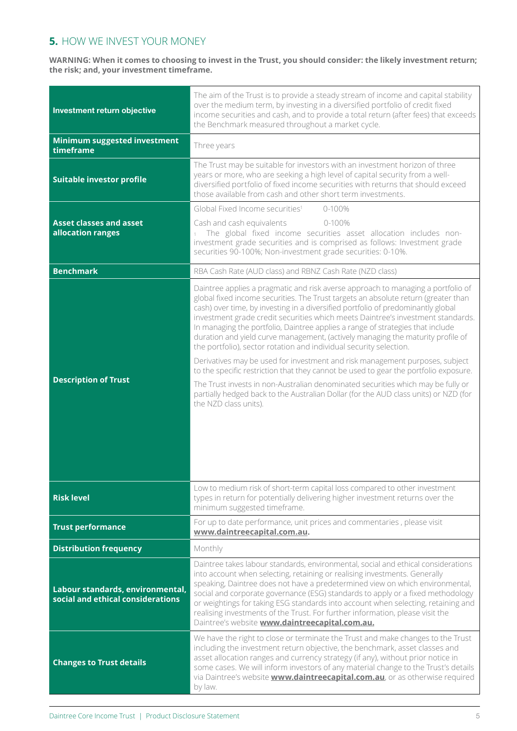## **5.** HOW WE INVEST YOUR MONEY

**WARNING: When it comes to choosing to invest in the Trust, you should consider: the likely investment return; the risk; and, your investment timeframe.**

| | |
|---|---|
| **Investment return objective** | The aim of the Trust is to provide a steady stream of income and capital stability over the medium term, by investing in a diversified portfolio of credit fixed income securities and cash, and to provide a total return (after fees) that exceeds the Benchmark measured throughout a market cycle. |
| **Minimum suggested investment timeframe** | Three years |
| **Suitable investor profile** | The Trust may be suitable for investors with an investment horizon of three years or more, who are seeking a high level of capital security from a well-diversified portfolio of fixed income securities with returns that should exceed those available from cash and other short term investments. |
| **Asset classes and asset allocation ranges** | Global Fixed Income securities[1] 0-100%<br>Cash and cash equivalents 0-100%<br>[1] The global fixed income securities asset allocation includes non-investment grade securities and is comprised as follows: Investment grade securities 90-100%; Non-investment grade securities: 0-10%. |
| **Benchmark** | RBA Cash Rate (AUD class) and RBNZ Cash Rate (NZD class) |
| **Description of Trust** | Daintree applies a pragmatic and risk averse approach to managing a portfolio of global fixed income securities. The Trust targets an absolute return (greater than cash) over time, by investing in a diversified portfolio of predominantly global investment grade credit securities which meets Daintree's investment standards. In managing the portfolio, Daintree applies a range of strategies that include duration and yield curve management, (actively managing the maturity profile of the portfolio), sector rotation and individual security selection.<br><br>Derivatives may be used for investment and risk management purposes, subject to the specific restriction that they cannot be used to gear the portfolio exposure.<br><br>The Trust invests in non-Australian denominated securities which may be fully or partially hedged back to the Australian Dollar (for the AUD class units) or NZD (for the NZD class units). |
| **Risk level** | Low to medium risk of short-term capital loss compared to other investment types in return for potentially delivering higher investment returns over the minimum suggested timeframe. |
| **Trust performance** | For up to date performance, unit prices and commentaries , please visit **www.daintreecapital.com.au.** |
| **Distribution frequency** | Monthly |
| **Labour standards, environmental, social and ethical considerations** | Daintree takes labour standards, environmental, social and ethical considerations into account when selecting, retaining or realising investments. Generally speaking, Daintree does not have a predetermined view on which environmental, social and corporate governance (ESG) standards to apply or a fixed methodology or weightings for taking ESG standards into account when selecting, retaining and realising investments of the Trust. For further information, please visit the Daintree's website **www.daintreecapital.com.au.** |
| **Changes to Trust details** | We have the right to close or terminate the Trust and make changes to the Trust including the investment return objective, the benchmark, asset classes and asset allocation ranges and currency strategy (if any), without prior notice in some cases. We will inform investors of any material change to the Trust's details via Daintree's website **www.daintreecapital.com.au**, or as otherwise required by law. |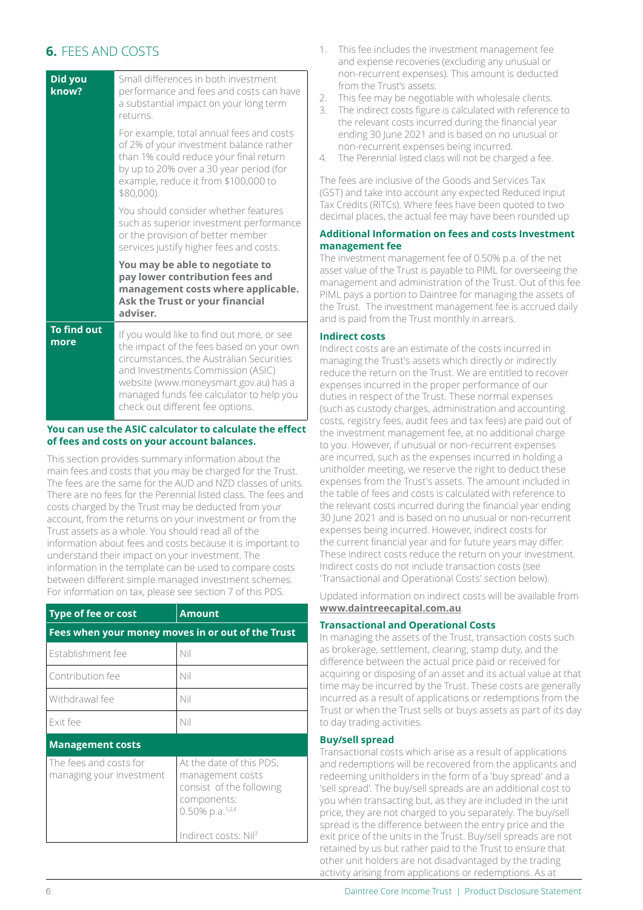## 6. FEES AND COSTS

| Did you know? | |
|---|---|
| | Small differences in both investment performance and fees and costs can have a substantial impact on your long term returns. |
| | For example, total annual fees and costs of 2% of your investment balance rather than 1% could reduce your final return by up to 20% over a 30 year period (for example, reduce it from $100,000 to $80,000). |
| | You should consider whether features such as superior investment performance or the provision of better member services justify higher fees and costs. |
| | **You may be able to negotiate to pay lower contribution fees and management costs where applicable. Ask the Trust or your financial adviser.** |
| **To find out more** | If you would like to find out more, or see the impact of the fees based on your own circumstances, the Australian Securities and Investments Commission (ASIC) website (www.moneysmart.gov.au) has a managed funds fee calculator to help you check out different fee options. |

**You can use the ASIC calculator to calculate the effect of fees and costs on your account balances.**

This section provides summary information about the main fees and costs that you may be charged for the Trust. The fees are the same for the AUD and NZD classes of units. There are no fees for the Perennial listed class. The fees and costs charged by the Trust may be deducted from your account, from the returns on your investment or from the Trust assets as a whole. You should read all of the information about fees and costs because it is important to understand their impact on your investment. The information in the template can be used to compare costs between different simple managed investment schemes. For information on tax, please see section 7 of this PDS.

| Type of fee or cost | Amount |
|---|---|
| **Fees when your money moves in or out of the Trust** | |
| Establishment fee | Nil |
| Contribution fee | Nil |
| Withdrawal fee | Nil |
| Exit fee | Nil |
| **Management costs** | |
| The fees and costs for managing your investment | At the date of this PDS, management costs consist of the following components: 0.50% p.a.[1,2,4] Indirect costs: Nil[3] |

1. This fee includes the investment management fee and expense recoveries (excluding any unusual or non-recurrent expenses). This amount is deducted from the Trust's assets.
2. This fee may be negotiable with wholesale clients.
3. The indirect costs figure is calculated with reference to the relevant costs incurred during the financial year ending 30 June 2021 and is based on no unusual or non-recurrent expenses being incurred.
4. The Perennial listed class will not be charged a fee.

The fees are inclusive of the Goods and Services Tax (GST) and take into account any expected Reduced Input Tax Credits (RITCs). Where fees have been quoted to two decimal places, the actual fee may have been rounded up

### Additional Information on fees and costs Investment management fee

The investment management fee of 0.50% p.a. of the net asset value of the Trust is payable to PIML for overseeing the management and administration of the Trust. Out of this fee PIML pays a portion to Daintree for managing the assets of the Trust. The investment management fee is accrued daily and is paid from the Trust monthly in arrears.

### Indirect costs

Indirect costs are an estimate of the costs incurred in managing the Trust's assets which directly or indirectly reduce the return on the Trust. We are entitled to recover expenses incurred in the proper performance of our duties in respect of the Trust. These normal expenses (such as custody charges, administration and accounting costs, registry fees, audit fees and tax fees) are paid out of the investment management fee, at no additional charge to you. However, if unusual or non-recurrent expenses are incurred, such as the expenses incurred in holding a unitholder meeting, we reserve the right to deduct these expenses from the Trust's assets. The amount included in the table of fees and costs is calculated with reference to the relevant costs incurred during the financial year ending 30 June 2021 and is based on no unusual or non-recurrent expenses being incurred. However, indirect costs for the current financial year and for future years may differ. These indirect costs reduce the return on your investment. Indirect costs do not include transaction costs (see 'Transactional and Operational Costs' section below).

Updated information on indirect costs will be available from **www.daintreecapital.com.au**.

### Transactional and Operational Costs

In managing the assets of the Trust, transaction costs such as brokerage, settlement, clearing, stamp duty, and the difference between the actual price paid or received for acquiring or disposing of an asset and its actual value at that time may be incurred by the Trust. These costs are generally incurred as a result of applications or redemptions from the Trust or when the Trust sells or buys assets as part of its day to day trading activities.

### Buy/sell spread

Transactional costs which arise as a result of applications and redemptions will be recovered from the applicants and redeeming unitholders in the form of a 'buy spread' and a 'sell spread'. The buy/sell spreads are an additional cost to you when transacting but, as they are included in the unit price, they are not charged to you separately. The buy/sell spread is the difference between the entry price and the exit price of the units in the Trust. Buy/sell spreads are not retained by us but rather paid to the Trust to ensure that other unit holders are not disadvantaged by the trading activity arising from applications or redemptions. As at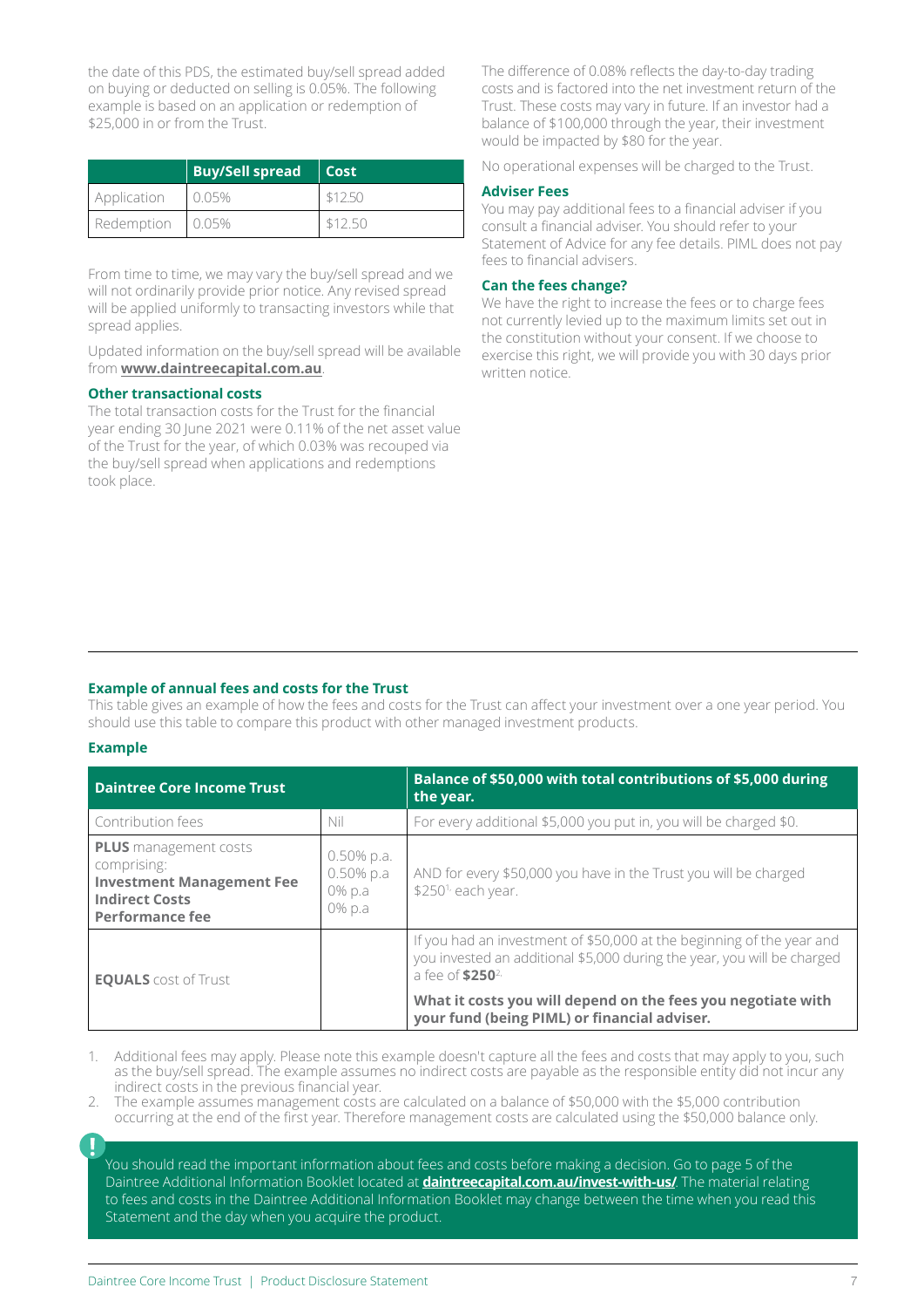the date of this PDS, the estimated buy/sell spread added on buying or deducted on selling is 0.05%. The following example is based on an application or redemption of $25,000 in or from the Trust.

| | Buy/Sell spread | Cost |
|---|---|---|
| Application | 0.05% | $12.50 |
| Redemption | 0.05% | $12.50 |

From time to time, we may vary the buy/sell spread and we will not ordinarily provide prior notice. Any revised spread will be applied uniformly to transacting investors while that spread applies.

Updated information on the buy/sell spread will be available from **www.daintreecapital.com.au**.

### Other transactional costs

The total transaction costs for the Trust for the financial year ending 30 June 2021 were 0.11% of the net asset value of the Trust for the year, of which 0.03% was recouped via the buy/sell spread when applications and redemptions took place.

The difference of 0.08% reflects the day-to-day trading costs and is factored into the net investment return of the Trust. These costs may vary in future. If an investor had a balance of $100,000 through the year, their investment would be impacted by $80 for the year.

No operational expenses will be charged to the Trust.

### Adviser Fees

You may pay additional fees to a financial adviser if you consult a financial adviser. You should refer to your Statement of Advice for any fee details. PIML does not pay fees to financial advisers.

### Can the fees change?

We have the right to increase the fees or to charge fees not currently levied up to the maximum limits set out in the constitution without your consent. If we choose to exercise this right, we will provide you with 30 days prior written notice.

### Example of annual fees and costs for the Trust

This table gives an example of how the fees and costs for the Trust can affect your investment over a one year period. You should use this table to compare this product with other managed investment products.

### Example

| Daintree Core Income Trust | | Balance of $50,000 with total contributions of $5,000 during the year. |
|---|---|---|
| Contribution fees | Nil | For every additional $5,000 you put in, you will be charged $0. |
| **PLUS** management costs comprising: **Investment Management Fee** **Indirect Costs** **Performance fee** | 0.50% p.a. 0.50% p.a 0% p.a 0% p.a | AND for every $50,000 you have in the Trust you will be charged $250[1] each year. |
| **EQUALS** cost of Trust | | If you had an investment of $50,000 at the beginning of the year and you invested an additional $5,000 during the year, you will be charged a fee of **$250**[2]. **What it costs you will depend on the fees you negotiate with your fund (being PIML) or financial adviser.** |

1. Additional fees may apply. Please note this example doesn't capture all the fees and costs that may apply to you, such as the buy/sell spread. The example assumes no indirect costs are payable as the responsible entity did not incur any indirect costs in the previous financial year.
2. The example assumes management costs are calculated on a balance of $50,000 with the $5,000 contribution occurring at the end of the first year. Therefore management costs are calculated using the $50,000 balance only.

! You should read the important information about fees and costs before making a decision. Go to page 5 of the Daintree Additional Information Booklet located at **daintreecapital.com.au/invest-with-us/**. The material relating to fees and costs in the Daintree Additional Information Booklet may change between the time when you read this Statement and the day when you acquire the product.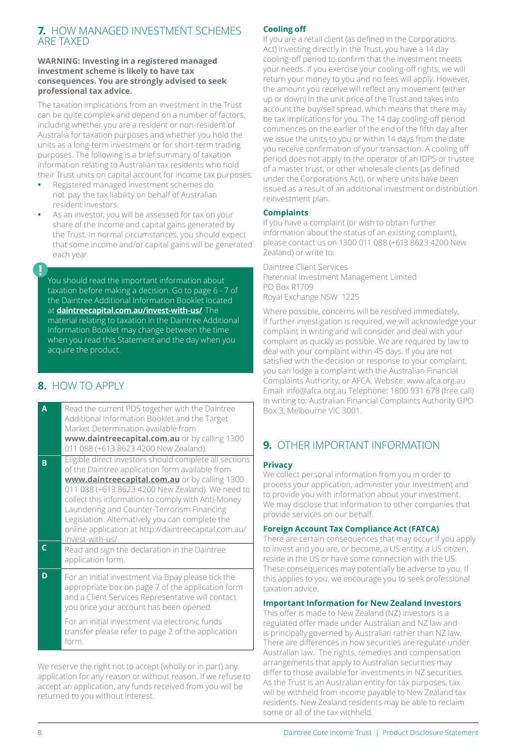## 7. HOW MANAGED INVESTMENT SCHEMES ARE TAXED

**WARNING: Investing in a registered managed investment scheme is likely to have tax consequences. You are strongly advised to seek professional tax advice.**

The taxation implications from an investment in the Trust can be quite complex and depend on a number of factors, including whether you are a resident or non-resident of Australia for taxation purposes and whether you hold the units as a long-term investment or for short-term trading purposes. The following is a brief summary of taxation information relating to Australian tax residents who hold their Trust units on capital account for income tax purposes:

- Registered managed investment schemes do not pay the tax liability on behalf of Australian resident investors.
- As an investor, you will be assessed for tax on your share of the income and capital gains generated by the Trust. In normal circumstances, you should expect that some income and/or capital gains will be generated each year.

!

You should read the important information about taxation before making a decision. Go to page 6 - 7 of the Daintree Additional Information Booklet located at **daintreecapital.com.au/invest-with-us/**. The material relating to taxation in the Daintree Additional Information Booklet may change between the time when you read this Statement and the day when you acquire the product.

## 8. HOW TO APPLY

| | |
|---|---|
| **A** | Read the current PDS together with the Daintree Additional Information Booklet and the Target Market Determination available from **www.daintreecapital.com.au** or by calling 1300 011 088 (+613 8623 4200 New Zealand). |
| **B** | Eligible direct investors should complete all sections of the Daintree application form available from **www.daintreecapital.com.au** or by calling 1300 011 088 (+613 8623 4200 New Zealand). We need to collect this information to comply with Anti-Money Laundering and Counter-Terrorism Financing Legislation. Alternatively you can complete the online application at http://daintreecapital.com.au/invest-with-us/ |
| **C** | Read and sign the declaration in the Daintree application form. |
| **D** | For an initial investment via Bpay please tick the appropriate box on page 7 of the application form and a Client Services Representative will contact you once your account has been opened. For an initial investment via electronic funds transfer please refer to page 2 of the application form. |

We reserve the right not to accept (wholly or in part) any application for any reason or without reason. If we refuse to accept an application, any funds received from you will be returned to you without interest.

### Cooling off

If you are a retail client (as defined in the Corporations Act) investing directly in the Trust, you have a 14 day cooling-off period to confirm that the investment meets your needs. If you exercise your cooling-off rights, we will return your money to you and no fees will apply. However, the amount you receive will reflect any movement (either up or down) in the unit price of the Trust and takes into account the buy/sell spread, which means that there may be tax implications for you. The 14 day cooling-off period commences on the earlier of the end of the fifth day after we issue the units to you or within 14 days from the date you receive confirmation of your transaction. A cooling off period does not apply to the operator of an IDPS or trustee of a master trust, or other wholesale clients (as defined under the Corporations Act), or where units have been issued as a result of an additional investment or distribution reinvestment plan.

### Complaints

If you have a complaint (or wish to obtain further information about the status of an existing complaint), please contact us on 1300 011 088 (+613 8623 4200 New Zealand) or write to:

Daintree Client Services
Perennial Investment Management Limited
PO Box R1709
Royal Exchange NSW 1225

Where possible, concerns will be resolved immediately. If further investigation is required, we will acknowledge your complaint in writing and will consider and deal with your complaint as quickly as possible. We are required by law to deal with your complaint within 45 days. If you are not satisfied with the decision or response to your complaint, you can lodge a complaint with the Australian Financial Complaints Authority, or AFCA. Website: www.afca.org.au Email: info@afca.org.au Telephone: 1800 931 678 (free call) In writing to: Australian Financial Complaints Authority GPO Box 3, Melbourne VIC 3001.

## 9. OTHER IMPORTANT INFORMATION

### Privacy

We collect personal information from you in order to process your application, administer your investment and to provide you with information about your investment. We may disclose that information to other companies that provide services on our behalf.

### Foreign Account Tax Compliance Act (FATCA)

There are certain consequences that may occur if you apply to invest and you are, or become, a US entity, a US citizen, reside in the US or have some connection with the US. These consequences may potentially be adverse to you. If this applies to you, we encourage you to seek professional taxation advice.

### Important Information for New Zealand Investors

This offer is made to New Zealand (NZ) investors is a regulated offer made under Australian and NZ law and is principally governed by Australian rather than NZ law. There are differences in how securities are regulate under Australian law. The rights, remedies and compensation arrangements that apply to Australian securities may differ to those available for investments in NZ securities. As the Trust is an Australian entity for tax purposes, tax will be withheld from income payable to New Zealand tax residents. New Zealand residents may be able to reclaim some or all of the tax withheld.